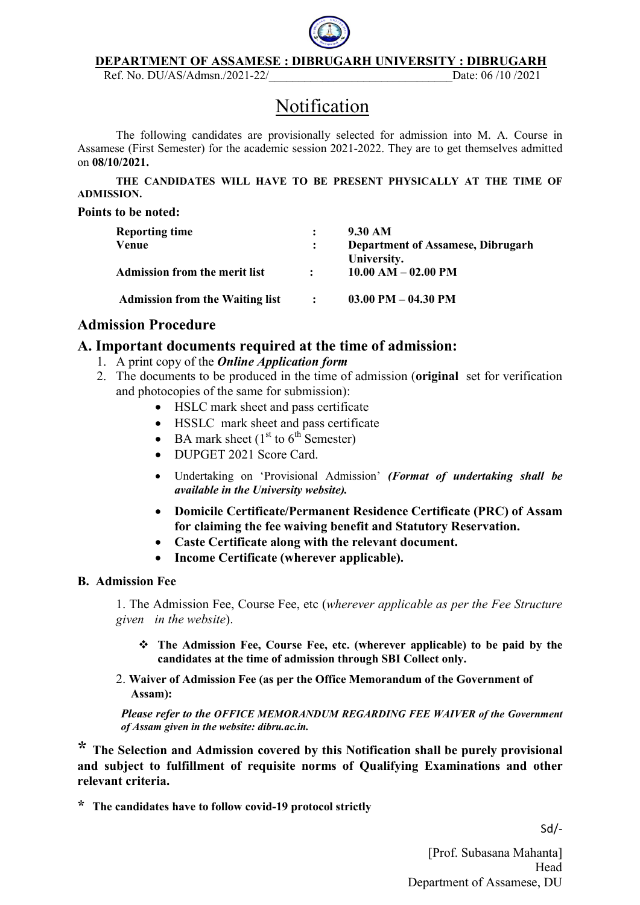**DEPARTMENT OF ASSAMESE : DIBRUGARH UNIVERSITY : DIBRUGARH**

Ref. No. DU/AS/Admsn./2021-22/______________________________ Date: 06 /10 /2021

# Notification

The following candidates are provisionally selected for admission into M. A. Course in Assamese (First Semester) for the academic session 2021-2022. They are to get themselves admitted on **08/10/2021.**

**THE CANDIDATES WILL HAVE TO BE PRESENT PHYSICALLY AT THE TIME OF ADMISSION.**

**Points to be noted:**

| | | |
|---|---|---|
| **Reporting time** | **:** | **9.30 AM** |
| **Venue** | **:** | **Department of Assamese, Dibrugarh University.** |
| **Admission from the merit list** | **:** | **10.00 AM – 02.00 PM** |
| **Admission from the Waiting list** | **:** | **03.00 PM – 04.30 PM** |

## Admission Procedure

## A. Important documents required at the time of admission:

1. A print copy of the ***Online Application form***
2. The documents to be produced in the time of admission (**original** set for verification and photocopies of the same for submission):
    - HSLC mark sheet and pass certificate
    - HSSLC mark sheet and pass certificate
    - BA mark sheet (1st to 6th Semester)
    - DUPGET 2021 Score Card.
    - Undertaking on 'Provisional Admission' ***(Format of undertaking shall be available in the University website).***
    - **Domicile Certificate/Permanent Residence Certificate (PRC) of Assam for claiming the fee waiving benefit and Statutory Reservation.**
    - **Caste Certificate along with the relevant document.**
    - **Income Certificate (wherever applicable).**

**B. Admission Fee**

1. The Admission Fee, Course Fee, etc (*wherever applicable as per the Fee Structure given in the website*).

    - **The Admission Fee, Course Fee, etc. (wherever applicable) to be paid by the candidates at the time of admission through SBI Collect only.**

2. **Waiver of Admission Fee (as per the Office Memorandum of the Government of Assam):**

    ***Please refer to the OFFICE MEMORANDUM REGARDING FEE WAIVER of the Government of Assam given in the website: dibru.ac.in.***

**\* The Selection and Admission covered by this Notification shall be purely provisional and subject to fulfillment of requisite norms of Qualifying Examinations and other relevant criteria.**

**\* The candidates have to follow covid-19 protocol strictly**

Sd/-

[Prof. Subasana Mahanta]
Head
Department of Assamese, DU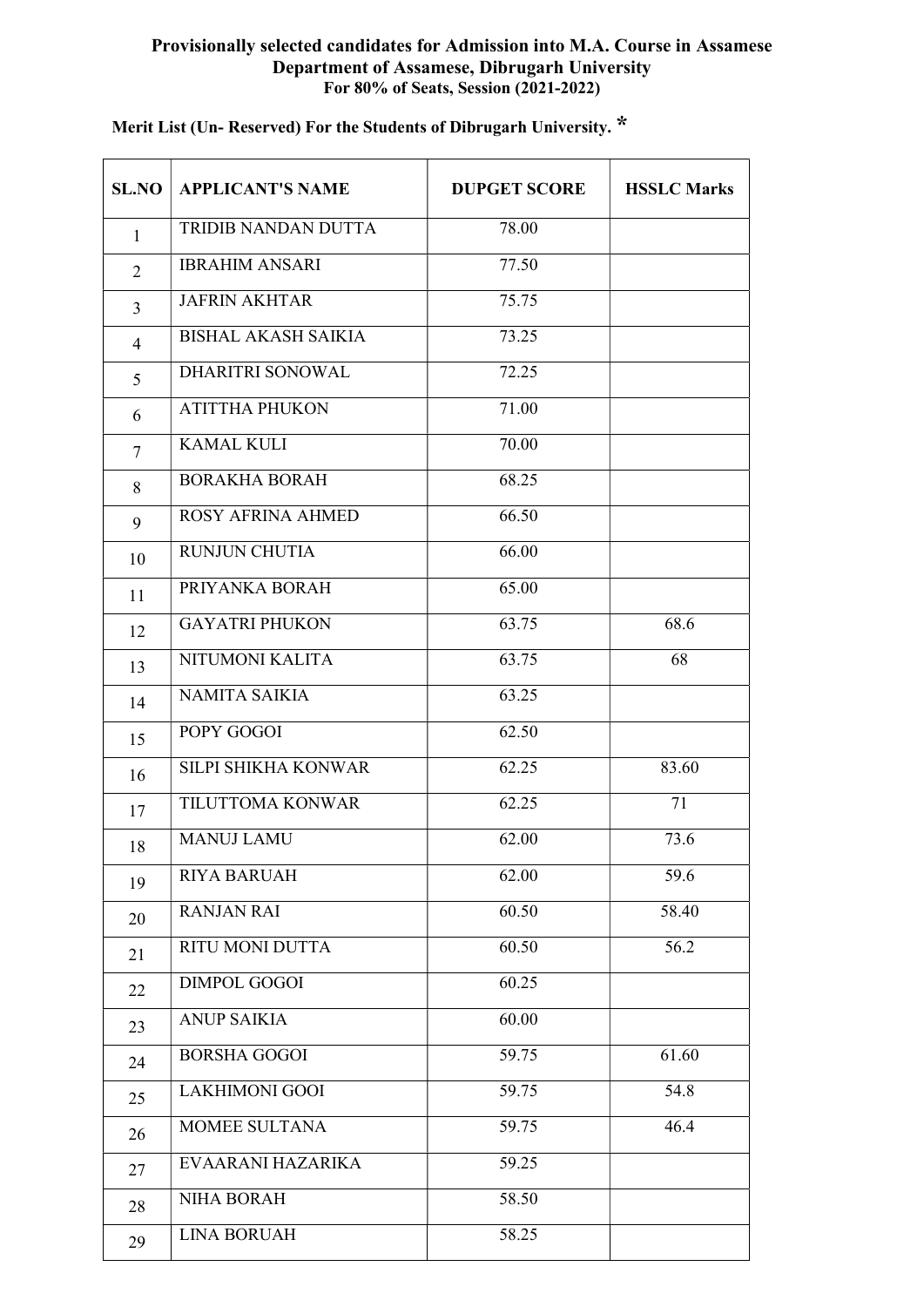**Provisionally selected candidates for Admission into M.A. Course in Assamese**
**Department of Assamese, Dibrugarh University**
**For 80% of Seats, Session (2021-2022)**

**Merit List (Un- Reserved) For the Students of Dibrugarh University. \***

| SL.NO | APPLICANT'S NAME | DUPGET SCORE | HSSLC Marks |
|---|---|---|---|
| 1 | TRIDIB NANDAN DUTTA | 78.00 | |
| 2 | IBRAHIM ANSARI | 77.50 | |
| 3 | JAFRIN AKHTAR | 75.75 | |
| 4 | BISHAL AKASH SAIKIA | 73.25 | |
| 5 | DHARITRI SONOWAL | 72.25 | |
| 6 | ATITTHA PHUKON | 71.00 | |
| 7 | KAMAL KULI | 70.00 | |
| 8 | BORAKHA BORAH | 68.25 | |
| 9 | ROSY AFRINA AHMED | 66.50 | |
| 10 | RUNJUN CHUTIA | 66.00 | |
| 11 | PRIYANKA BORAH | 65.00 | |
| 12 | GAYATRI PHUKON | 63.75 | 68.6 |
| 13 | NITUMONI KALITA | 63.75 | 68 |
| 14 | NAMITA SAIKIA | 63.25 | |
| 15 | POPY GOGOI | 62.50 | |
| 16 | SILPI SHIKHA KONWAR | 62.25 | 83.60 |
| 17 | TILUTTOMA KONWAR | 62.25 | 71 |
| 18 | MANUJ LAMU | 62.00 | 73.6 |
| 19 | RIYA BARUAH | 62.00 | 59.6 |
| 20 | RANJAN RAI | 60.50 | 58.40 |
| 21 | RITU MONI DUTTA | 60.50 | 56.2 |
| 22 | DIMPOL GOGOI | 60.25 | |
| 23 | ANUP SAIKIA | 60.00 | |
| 24 | BORSHA GOGOI | 59.75 | 61.60 |
| 25 | LAKHIMONI GOOI | 59.75 | 54.8 |
| 26 | MOMEE SULTANA | 59.75 | 46.4 |
| 27 | EVAARANI HAZARIKA | 59.25 | |
| 28 | NIHA BORAH | 58.50 | |
| 29 | LINA BORUAH | 58.25 | |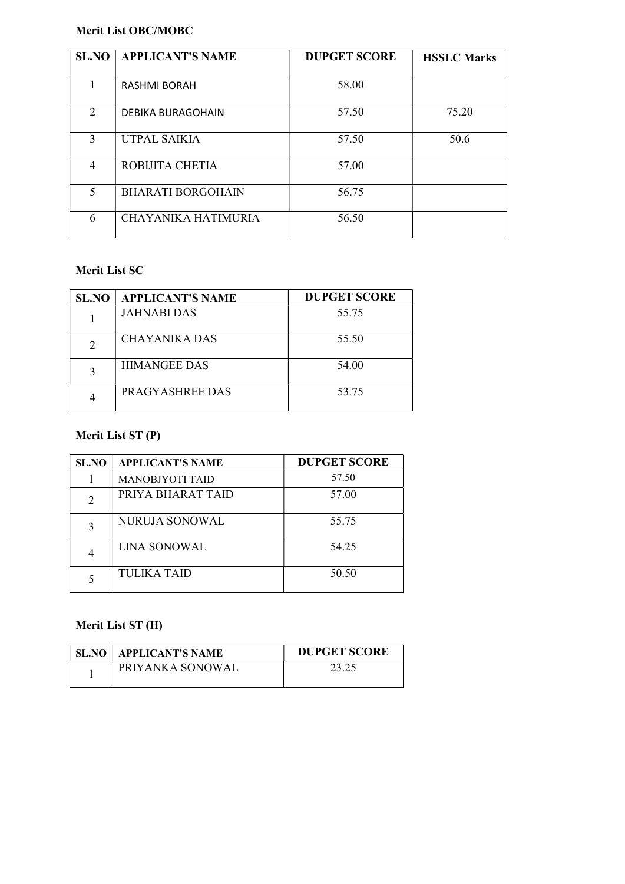**Merit List OBC/MOBC**

| SL.NO | APPLICANT'S NAME | DUPGET SCORE | HSSLC Marks |
|---|---|---|---|
| 1 | RASHMI BORAH | 58.00 | |
| 2 | DEBIKA BURAGOHAIN | 57.50 | 75.20 |
| 3 | UTPAL SAIKIA | 57.50 | 50.6 |
| 4 | ROBIJITA CHETIA | 57.00 | |
| 5 | BHARATI BORGOHAIN | 56.75 | |
| 6 | CHAYANIKA HATIMURIA | 56.50 | |

**Merit List SC**

| SL.NO | APPLICANT'S NAME | DUPGET SCORE |
|---|---|---|
| 1 | JAHNABI DAS | 55.75 |
| 2 | CHAYANIKA DAS | 55.50 |
| 3 | HIMANGEE DAS | 54.00 |
| 4 | PRAGYASHREE DAS | 53.75 |

**Merit List ST (P)**

| SL.NO | APPLICANT'S NAME | DUPGET SCORE |
|---|---|---|
| 1 | MANOBJYOTI TAID | 57.50 |
| 2 | PRIYA BHARAT TAID | 57.00 |
| 3 | NURUJA SONOWAL | 55.75 |
| 4 | LINA SONOWAL | 54.25 |
| 5 | TULIKA TAID | 50.50 |

**Merit List ST (H)**

| SL.NO | APPLICANT'S NAME | DUPGET SCORE |
|---|---|---|
| 1 | PRIYANKA SONOWAL | 23.25 |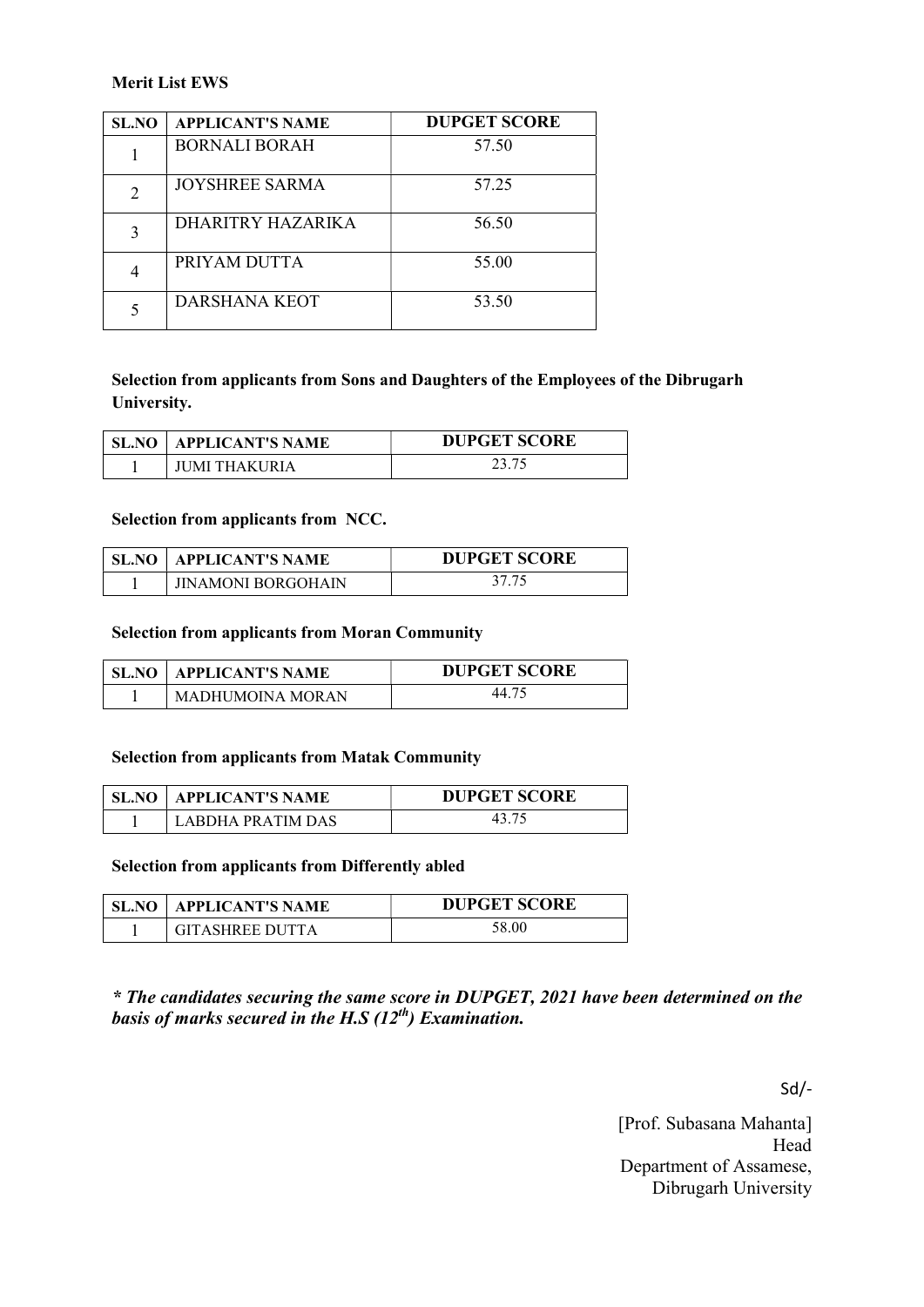**Merit List EWS**

| SL.NO | APPLICANT'S NAME | DUPGET SCORE |
|---|---|---|
| 1 | BORNALI BORAH | 57.50 |
| 2 | JOYSHREE SARMA | 57.25 |
| 3 | DHARITRY HAZARIKA | 56.50 |
| 4 | PRIYAM DUTTA | 55.00 |
| 5 | DARSHANA KEOT | 53.50 |

**Selection from applicants from Sons and Daughters of the Employees of the Dibrugarh University.**

| SL.NO | APPLICANT'S NAME | DUPGET SCORE |
|---|---|---|
| 1 | JUMI THAKURIA | 23.75 |

**Selection from applicants from NCC.**

| SL.NO | APPLICANT'S NAME | DUPGET SCORE |
|---|---|---|
| 1 | JINAMONI BORGOHAIN | 37.75 |

**Selection from applicants from Moran Community**

| SL.NO | APPLICANT'S NAME | DUPGET SCORE |
|---|---|---|
| 1 | MADHUMOINA MORAN | 44.75 |

**Selection from applicants from Matak Community**

| SL.NO | APPLICANT'S NAME | DUPGET SCORE |
|---|---|---|
| 1 | LABDHA PRATIM DAS | 43.75 |

**Selection from applicants from Differently abled**

| SL.NO | APPLICANT'S NAME | DUPGET SCORE |
|---|---|---|
| 1 | GITASHREE DUTTA | 58.00 |

***\* The candidates securing the same score in DUPGET, 2021 have been determined on the basis of marks secured in the H.S (12th) Examination.***

Sd/-

[Prof. Subasana Mahanta]
Head
Department of Assamese,
Dibrugarh University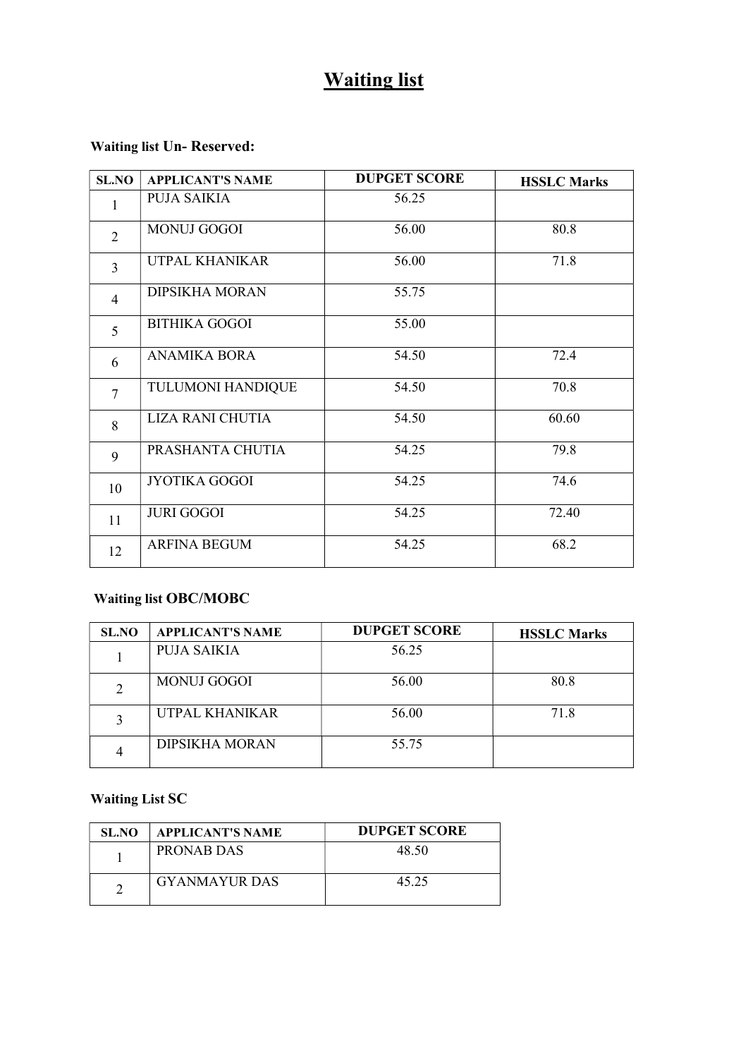# Waiting list

**Waiting list Un- Reserved:**

| SL.NO | APPLICANT'S NAME | DUPGET SCORE | HSSLC Marks |
|---|---|---|---|
| 1 | PUJA SAIKIA | 56.25 | |
| 2 | MONUJ GOGOI | 56.00 | 80.8 |
| 3 | UTPAL KHANIKAR | 56.00 | 71.8 |
| 4 | DIPSIKHA MORAN | 55.75 | |
| 5 | BITHIKA GOGOI | 55.00 | |
| 6 | ANAMIKA BORA | 54.50 | 72.4 |
| 7 | TULUMONI HANDIQUE | 54.50 | 70.8 |
| 8 | LIZA RANI CHUTIA | 54.50 | 60.60 |
| 9 | PRASHANTA CHUTIA | 54.25 | 79.8 |
| 10 | JYOTIKA GOGOI | 54.25 | 74.6 |
| 11 | JURI GOGOI | 54.25 | 72.40 |
| 12 | ARFINA BEGUM | 54.25 | 68.2 |

**Waiting list OBC/MOBC**

| SL.NO | APPLICANT'S NAME | DUPGET SCORE | HSSLC Marks |
|---|---|---|---|
| 1 | PUJA SAIKIA | 56.25 | |
| 2 | MONUJ GOGOI | 56.00 | 80.8 |
| 3 | UTPAL KHANIKAR | 56.00 | 71.8 |
| 4 | DIPSIKHA MORAN | 55.75 | |

**Waiting List SC**

| SL.NO | APPLICANT'S NAME | DUPGET SCORE |
|---|---|---|
| 1 | PRONAB DAS | 48.50 |
| 2 | GYANMAYUR DAS | 45.25 |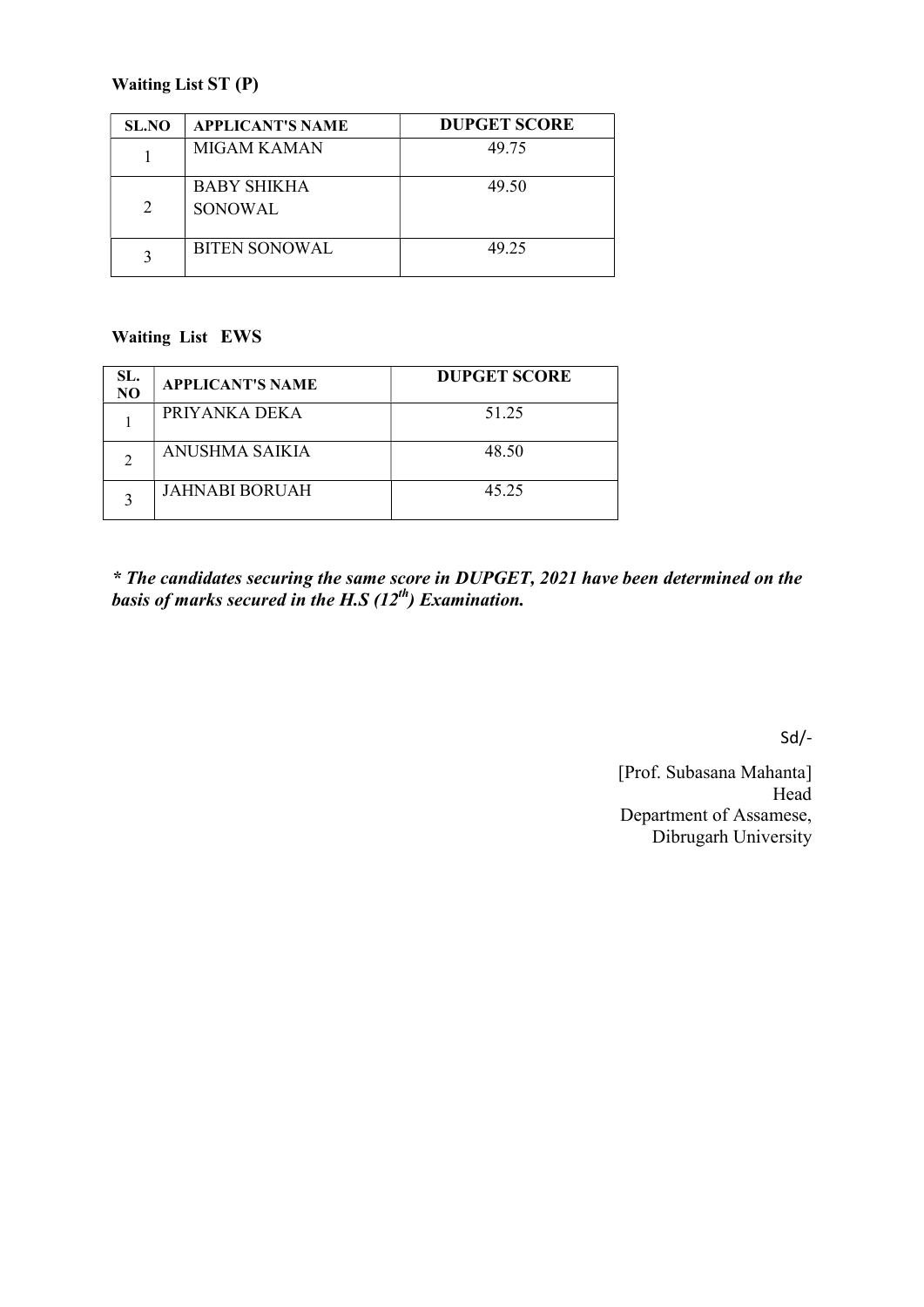**Waiting List ST (P)**

| SL.NO | APPLICANT'S NAME | DUPGET SCORE |
|---|---|---|
| 1 | MIGAM KAMAN | 49.75 |
| 2 | BABY SHIKHA SONOWAL | 49.50 |
| 3 | BITEN SONOWAL | 49.25 |

**Waiting List EWS**

| SL. NO | APPLICANT'S NAME | DUPGET SCORE |
|---|---|---|
| 1 | PRIYANKA DEKA | 51.25 |
| 2 | ANUSHMA SAIKIA | 48.50 |
| 3 | JAHNABI BORUAH | 45.25 |

***\* The candidates securing the same score in DUPGET, 2021 have been determined on the basis of marks secured in the H.S (12th) Examination.***

Sd/-

[Prof. Subasana Mahanta]
Head
Department of Assamese,
Dibrugarh University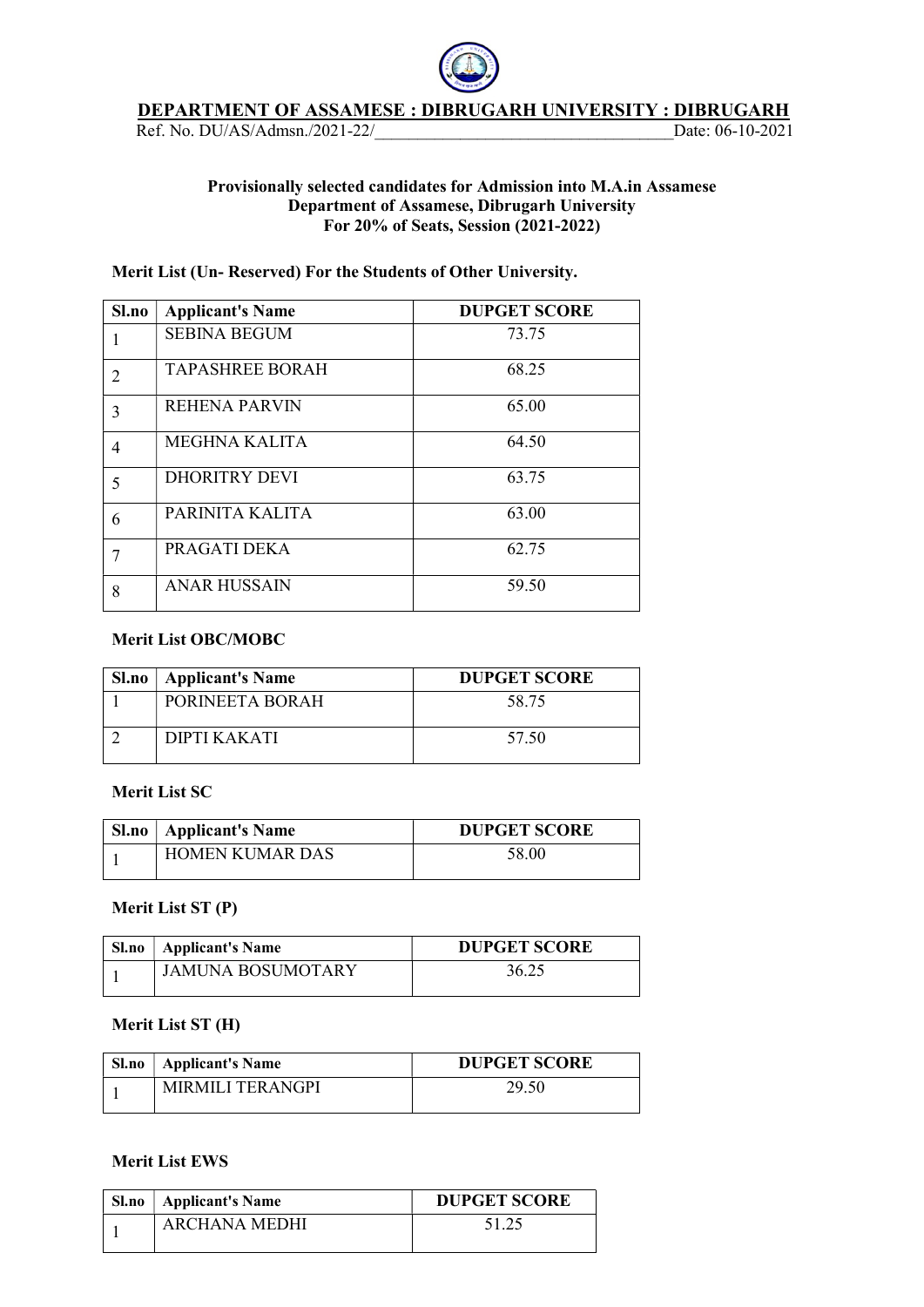# DEPARTMENT OF ASSAMESE : DIBRUGARH UNIVERSITY : DIBRUGARH

Ref. No. DU/AS/Admsn./2021-22/\_\_\_\_\_\_\_\_\_\_\_\_\_\_\_\_\_\_\_\_\_\_\_\_\_\_\_\_\_\_\_\_\_\_\_\_ Date: 06-10-2021

**Provisionally selected candidates for Admission into M.A.in Assamese**
**Department of Assamese, Dibrugarh University**
**For 20% of Seats, Session (2021-2022)**

**Merit List (Un- Reserved) For the Students of Other University.**

| Sl.no | Applicant's Name | DUPGET SCORE |
|---|---|---|
| 1 | SEBINA BEGUM | 73.75 |
| 2 | TAPASHREE BORAH | 68.25 |
| 3 | REHENA PARVIN | 65.00 |
| 4 | MEGHNA KALITA | 64.50 |
| 5 | DHORITRY DEVI | 63.75 |
| 6 | PARINITA KALITA | 63.00 |
| 7 | PRAGATI DEKA | 62.75 |
| 8 | ANAR HUSSAIN | 59.50 |

**Merit List OBC/MOBC**

| Sl.no | Applicant's Name | DUPGET SCORE |
|---|---|---|
| 1 | PORINEETA BORAH | 58.75 |
| 2 | DIPTI KAKATI | 57.50 |

**Merit List SC**

| Sl.no | Applicant's Name | DUPGET SCORE |
|---|---|---|
| 1 | HOMEN KUMAR DAS | 58.00 |

**Merit List ST (P)**

| Sl.no | Applicant's Name | DUPGET SCORE |
|---|---|---|
| 1 | JAMUNA BOSUMOTARY | 36.25 |

**Merit List ST (H)**

| Sl.no | Applicant's Name | DUPGET SCORE |
|---|---|---|
| 1 | MIRMILI TERANGPI | 29.50 |

**Merit List EWS**

| Sl.no | Applicant's Name | DUPGET SCORE |
|---|---|---|
| 1 | ARCHANA MEDHI | 51.25 |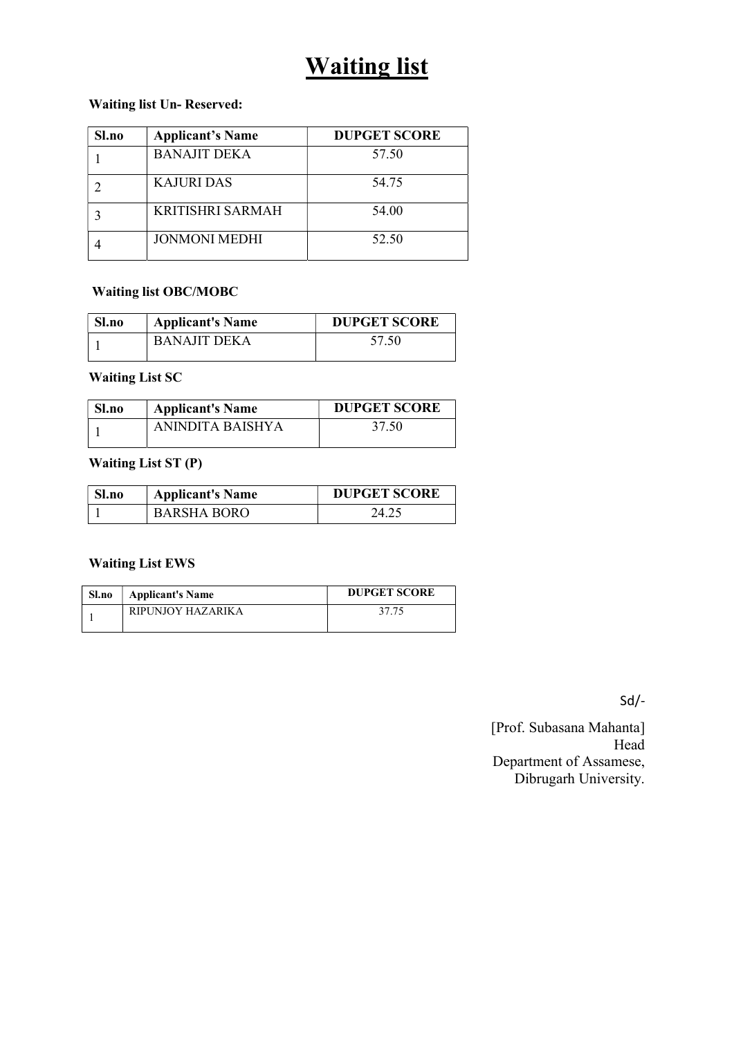# Waiting list

**Waiting list Un- Reserved:**

| Sl.no | Applicant's Name | DUPGET SCORE |
|---|---|---|
| 1 | BANAJIT DEKA | 57.50 |
| 2 | KAJURI DAS | 54.75 |
| 3 | KRITISHRI SARMAH | 54.00 |
| 4 | JONMONI MEDHI | 52.50 |

**Waiting list OBC/MOBC**

| Sl.no | Applicant's Name | DUPGET SCORE |
|---|---|---|
| 1 | BANAJIT DEKA | 57.50 |

**Waiting List SC**

| Sl.no | Applicant's Name | DUPGET SCORE |
|---|---|---|
| 1 | ANINDITA BAISHYA | 37.50 |

**Waiting List ST (P)**

| Sl.no | Applicant's Name | DUPGET SCORE |
|---|---|---|
| 1 | BARSHA BORO | 24.25 |

**Waiting List EWS**

| Sl.no | Applicant's Name | DUPGET SCORE |
|---|---|---|
| 1 | RIPUNJOY HAZARIKA | 37.75 |

Sd/-

[Prof. Subasana Mahanta]
Head
Department of Assamese,
Dibrugarh University.